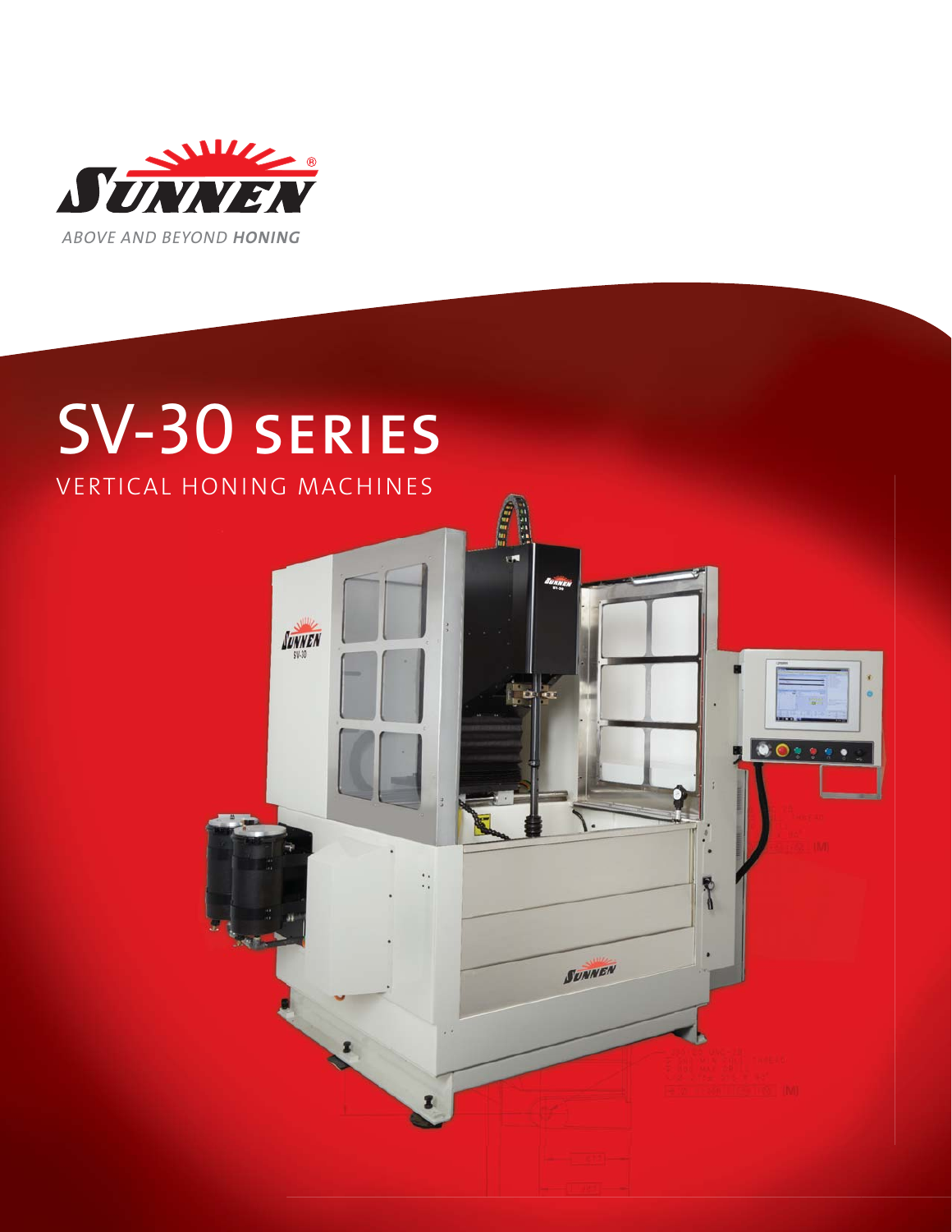SUNNEN

*ABOVE AND BEYOND **HONING***

# SV-30 SERIES

## VERTICAL HONING MACHINES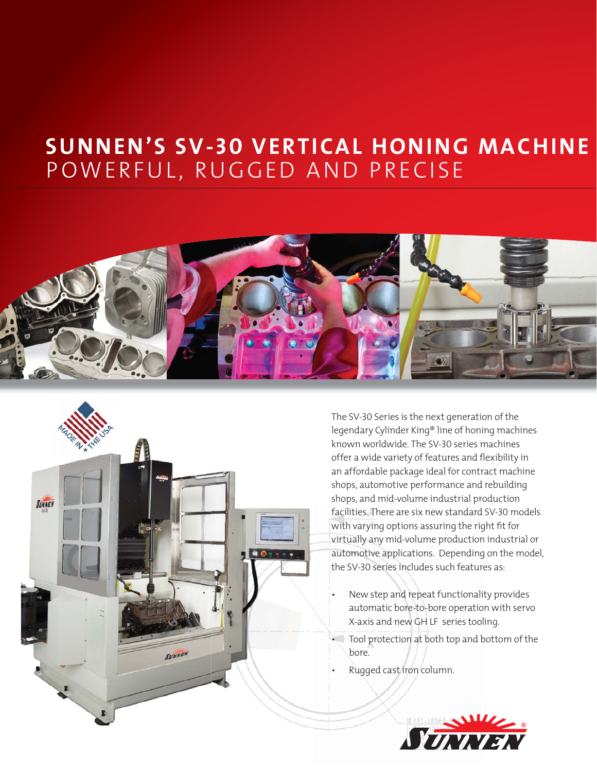# SUNNEN'S SV-30 VERTICAL HONING MACHINE

## POWERFUL, RUGGED AND PRECISE

The SV-30 Series is the next generation of the legendary Cylinder King® line of honing machines known worldwide. The SV-30 series machines offer a wide variety of features and flexibility in an affordable package ideal for contract machine shops, automotive performance and rebuilding shops, and mid-volume industrial production facilities. There are six new standard SV-30 models with varying options assuring the right fit for virtually any mid-volume production industrial or automotive applications. Depending on the model, the SV-30 series includes such features as:

- New step and repeat functionality provides automatic bore-to-bore operation with servo X-axis and new GH LF series tooling.
- Tool protection at both top and bottom of the bore.
- Rugged cast iron column.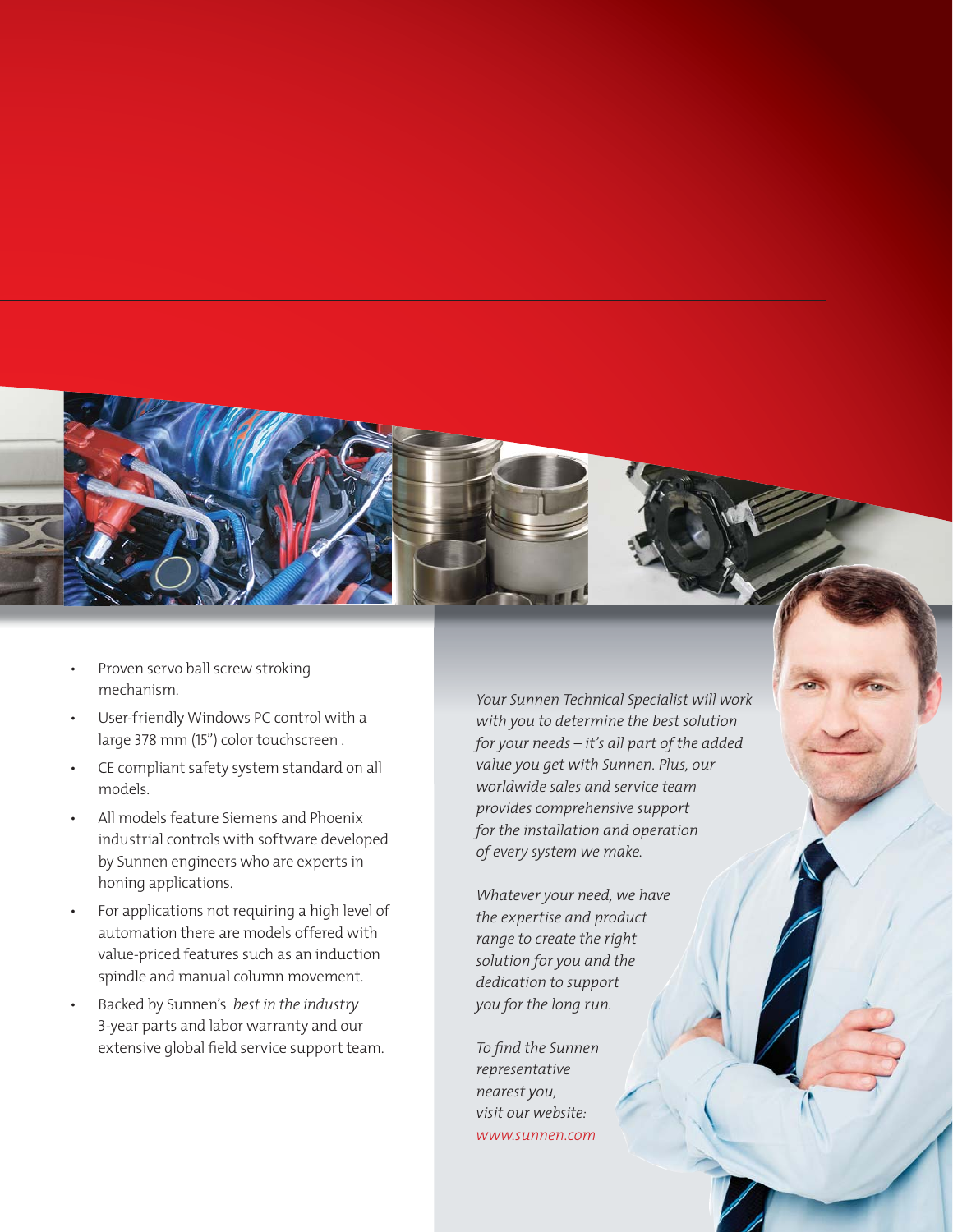- Proven servo ball screw stroking mechanism.
- User-friendly Windows PC control with a large 378 mm (15") color touchscreen .
- CE compliant safety system standard on all models.
- All models feature Siemens and Phoenix industrial controls with software developed by Sunnen engineers who are experts in honing applications.
- For applications not requiring a high level of automation there are models offered with value-priced features such as an induction spindle and manual column movement.
- Backed by Sunnen's *best in the industry* 3-year parts and labor warranty and our extensive global field service support team.

*Your Sunnen Technical Specialist will work with you to determine the best solution for your needs – it's all part of the added value you get with Sunnen. Plus, our worldwide sales and service team provides comprehensive support for the installation and operation of every system we make.*

*Whatever your need, we have the expertise and product range to create the right solution for you and the dedication to support you for the long run.*

*To find the Sunnen representative nearest you, visit our website: www.sunnen.com*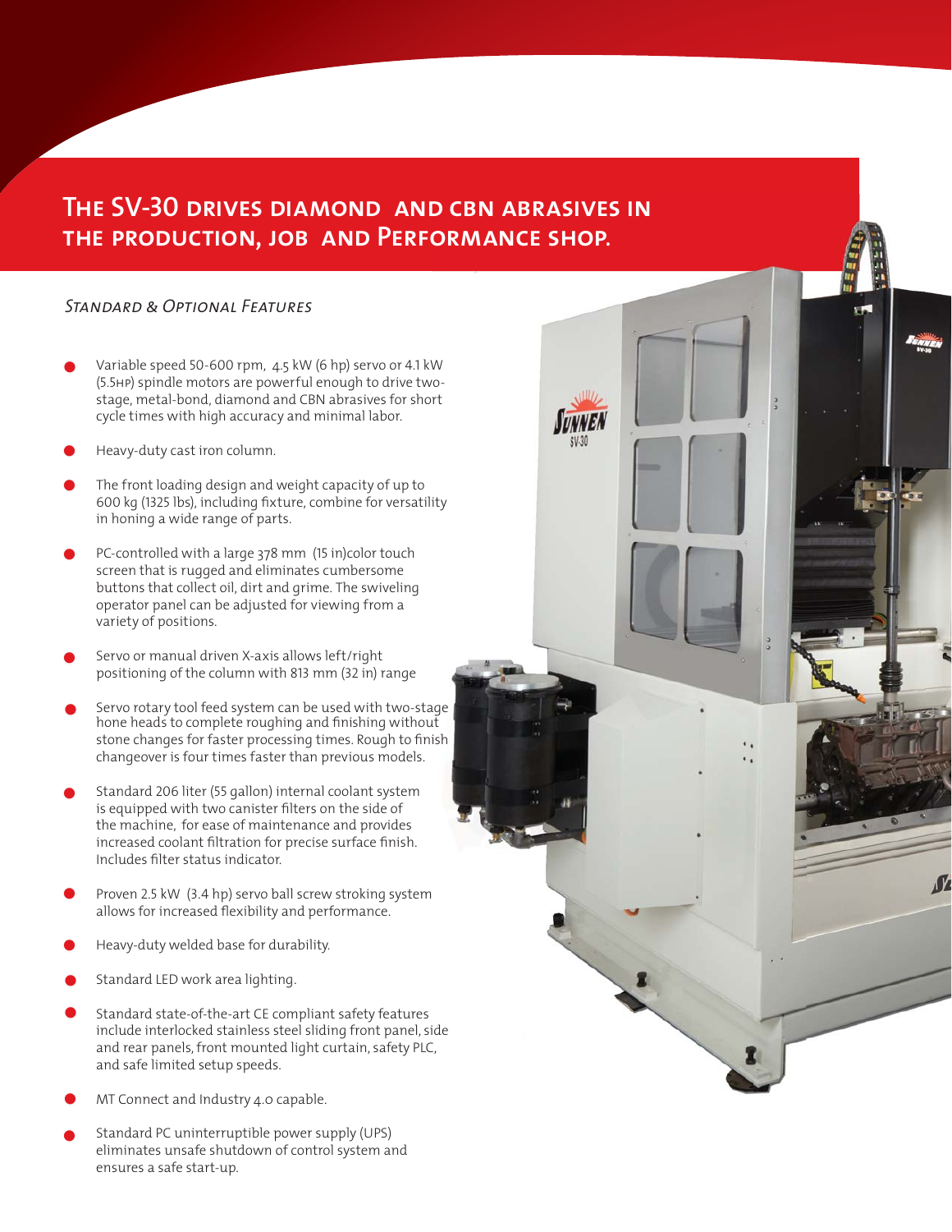## The SV-30 drives diamond and CBN abrasives in the production, job and Performance shop.

### *Standard & Optional Features*

- Variable speed 50-600 rpm, 4.5 kW (6 hp) servo or 4.1 kW (5.5HP) spindle motors are powerful enough to drive two-stage, metal-bond, diamond and CBN abrasives for short cycle times with high accuracy and minimal labor.
- Heavy-duty cast iron column.
- The front loading design and weight capacity of up to 600 kg (1325 lbs), including fixture, combine for versatility in honing a wide range of parts.
- PC-controlled with a large 378 mm (15 in)color touch screen that is rugged and eliminates cumbersome buttons that collect oil, dirt and grime. The swiveling operator panel can be adjusted for viewing from a variety of positions.
- Servo or manual driven X-axis allows left/right positioning of the column with 813 mm (32 in) range
- Servo rotary tool feed system can be used with two-stage hone heads to complete roughing and finishing without stone changes for faster processing times. Rough to finish changeover is four times faster than previous models.
- Standard 206 liter (55 gallon) internal coolant system is equipped with two canister filters on the side of the machine, for ease of maintenance and provides increased coolant filtration for precise surface finish. Includes filter status indicator.
- Proven 2.5 kW (3.4 hp) servo ball screw stroking system allows for increased flexibility and performance.
- Heavy-duty welded base for durability.
- Standard LED work area lighting.
- Standard state-of-the-art CE compliant safety features include interlocked stainless steel sliding front panel, side and rear panels, front mounted light curtain, safety PLC, and safe limited setup speeds.
- MT Connect and Industry 4.0 capable.
- Standard PC uninterruptible power supply (UPS) eliminates unsafe shutdown of control system and ensures a safe start-up.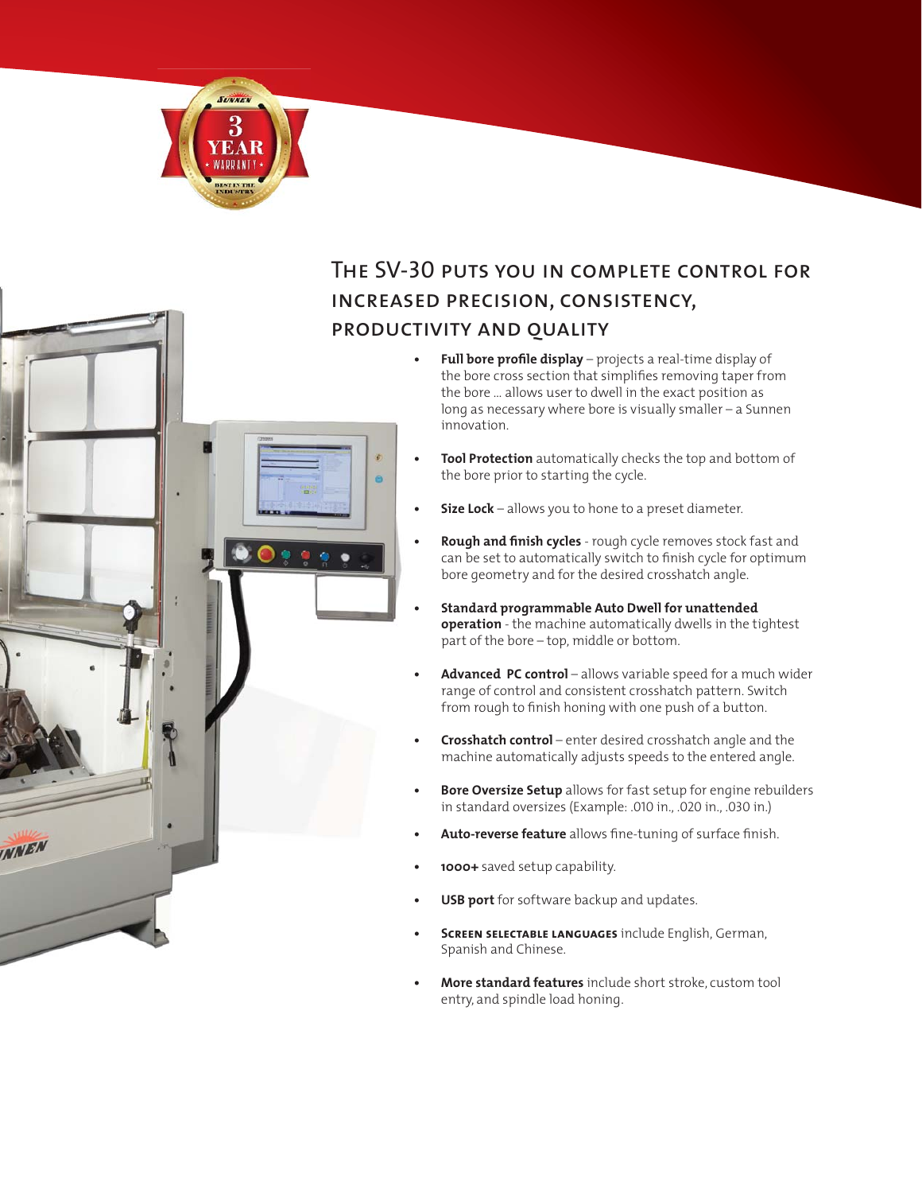## The SV-30 puts you in complete control for increased precision, consistency, productivity and quality

- **Full bore profile display** – projects a real-time display of the bore cross section that simplifies removing taper from the bore ... allows user to dwell in the exact position as long as necessary where bore is visually smaller – a Sunnen innovation.
- **Tool Protection** automatically checks the top and bottom of the bore prior to starting the cycle.
- **Size Lock** – allows you to hone to a preset diameter.
- **Rough and finish cycles** - rough cycle removes stock fast and can be set to automatically switch to finish cycle for optimum bore geometry and for the desired crosshatch angle.
- **Standard programmable Auto Dwell for unattended operation** - the machine automatically dwells in the tightest part of the bore – top, middle or bottom.
- **Advanced PC control** – allows variable speed for a much wider range of control and consistent crosshatch pattern. Switch from rough to finish honing with one push of a button.
- **Crosshatch control** – enter desired crosshatch angle and the machine automatically adjusts speeds to the entered angle.
- **Bore Oversize Setup** allows for fast setup for engine rebuilders in standard oversizes (Example: .010 in., .020 in., .030 in.)
- **Auto-reverse feature** allows fine-tuning of surface finish.
- **1000+** saved setup capability.
- **USB port** for software backup and updates.
- **Screen selectable languages** include English, German, Spanish and Chinese.
- **More standard features** include short stroke, custom tool entry, and spindle load honing.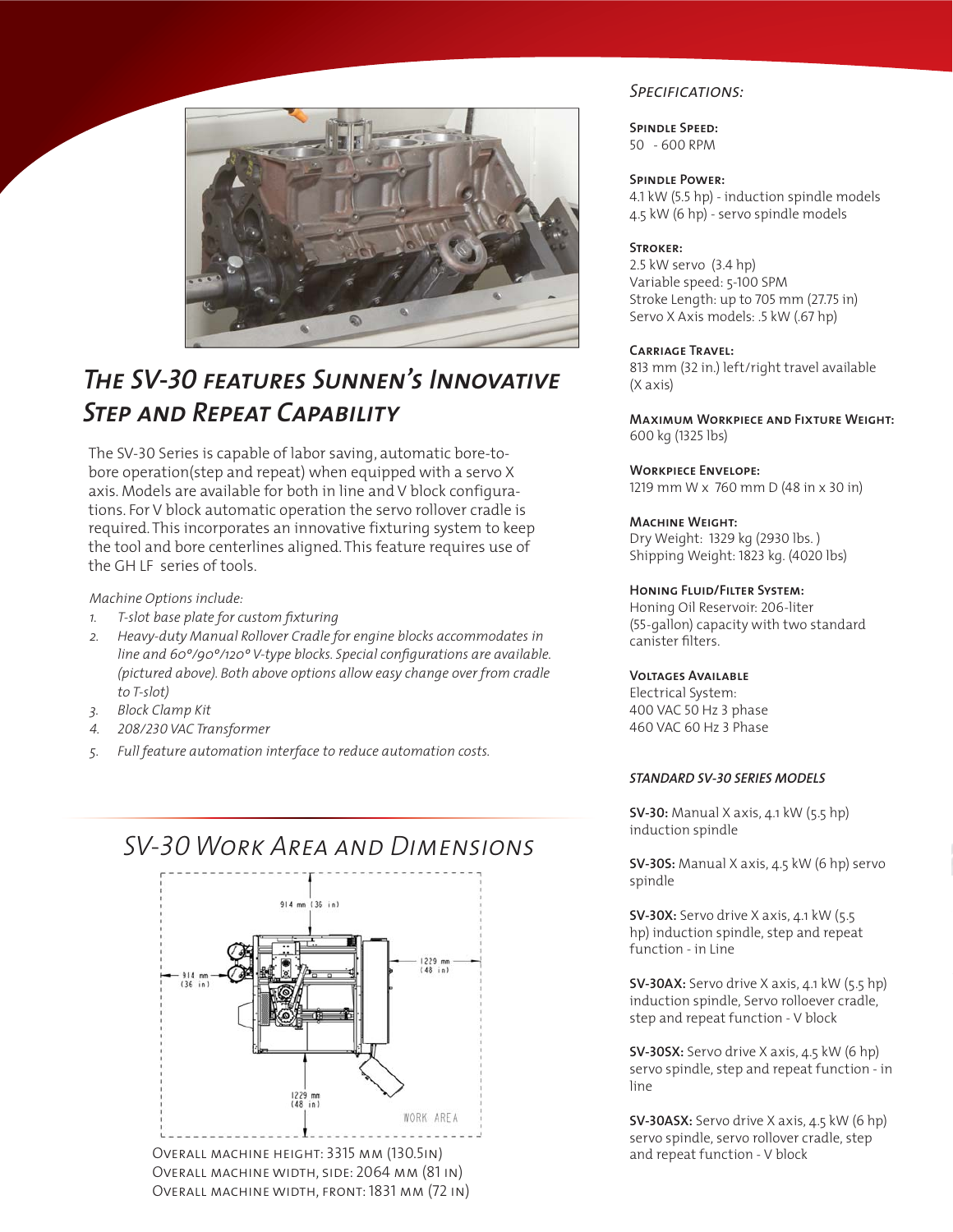## *The SV-30 features Sunnen's Innovative Step and Repeat Capability*

The SV-30 Series is capable of labor saving, automatic bore-to-bore operation(step and repeat) when equipped with a servo X axis. Models are available for both in line and V block configurations. For V block automatic operation the servo rollover cradle is required. This incorporates an innovative fixturing system to keep the tool and bore centerlines aligned. This feature requires use of the GH LF series of tools.

*Machine Options include:*

1. *T-slot base plate for custom fixturing*
2. *Heavy-duty Manual Rollover Cradle for engine blocks accommodates in line and 60°/90°/120° V-type blocks. Special configurations are available. (pictured above). Both above options allow easy change over from cradle to T-slot)*
3. *Block Clamp Kit*
4. *208/230 VAC Transformer*
5. *Full feature automation interface to reduce automation costs.*

## *SV-30 Work Area and Dimensions*

914 mm (36 in)

914 mm (36 in)

1229 mm (48 in)

1229 mm (48 in)

WORK AREA

Overall machine height: 3315 mm (130.5in)
Overall machine width, side: 2064 mm (81 in)
Overall machine width, front: 1831 mm (72 in)

### *Specifications:*

**Spindle Speed:**
50 - 600 RPM

**Spindle Power:**
4.1 kW (5.5 hp) - induction spindle models
4.5 kW (6 hp) - servo spindle models

**Stroker:**
2.5 kW servo (3.4 hp)
Variable speed: 5-100 SPM
Stroke Length: up to 705 mm (27.75 in)
Servo X Axis models: .5 kW (.67 hp)

**Carriage Travel:**
813 mm (32 in.) left/right travel available (X axis)

**Maximum Workpiece and Fixture Weight:**
600 kg (1325 lbs)

**Workpiece Envelope:**
1219 mm W x 760 mm D (48 in x 30 in)

**Machine Weight:**
Dry Weight: 1329 kg (2930 lbs. )
Shipping Weight: 1823 kg. (4020 lbs)

**Honing Fluid/Filter System:**
Honing Oil Reservoir: 206-liter (55-gallon) capacity with two standard canister filters.

**Voltages Available**
Electrical System:
400 VAC 50 Hz 3 phase
460 VAC 60 Hz 3 Phase

***STANDARD SV-30 SERIES MODELS***

**SV-30:** Manual X axis, 4.1 kW (5.5 hp) induction spindle

**SV-30S:** Manual X axis, 4.5 kW (6 hp) servo spindle

**SV-30X:** Servo drive X axis, 4.1 kW (5.5 hp) induction spindle, step and repeat function - in Line

**SV-30AX:** Servo drive X axis, 4.1 kW (5.5 hp) induction spindle, Servo rolloever cradle, step and repeat function - V block

**SV-30SX:** Servo drive X axis, 4.5 kW (6 hp) servo spindle, step and repeat function - in line

**SV-30ASX:** Servo drive X axis, 4.5 kW (6 hp) servo spindle, servo rollover cradle, step and repeat function - V block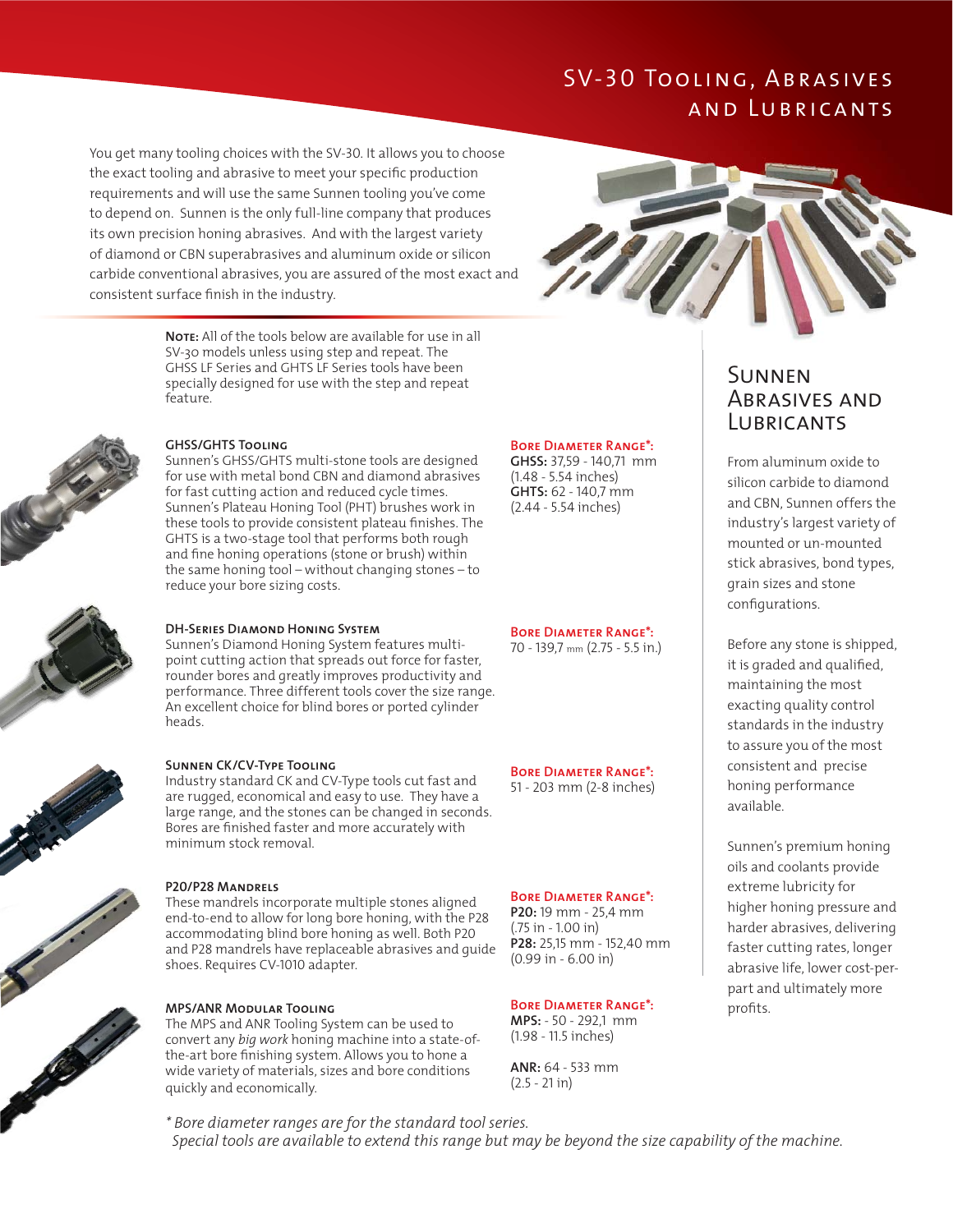# SV-30 Tooling, Abrasives and Lubricants

You get many tooling choices with the SV-30. It allows you to choose the exact tooling and abrasive to meet your specific production requirements and will use the same Sunnen tooling you've come to depend on. Sunnen is the only full-line company that produces its own precision honing abrasives. And with the largest variety of diamond or CBN superabrasives and aluminum oxide or silicon carbide conventional abrasives, you are assured of the most exact and consistent surface finish in the industry.

**Note:** All of the tools below are available for use in all SV-30 models unless using step and repeat. The GHSS LF Series and GHTS LF Series tools have been specially designed for use with the step and repeat feature.

### GHSS/GHTS Tooling

Sunnen's GHSS/GHTS multi-stone tools are designed for use with metal bond CBN and diamond abrasives for fast cutting action and reduced cycle times. Sunnen's Plateau Honing Tool (PHT) brushes work in these tools to provide consistent plateau finishes. The GHTS is a two-stage tool that performs both rough and fine honing operations (stone or brush) within the same honing tool – without changing stones – to reduce your bore sizing costs.

**Bore Diameter Range*:**
**GHSS:** 37,59 - 140,71 mm (1.48 - 5.54 inches)
**GHTS:** 62 - 140,7 mm (2.44 - 5.54 inches)

### DH-Series Diamond Honing System

Sunnen's Diamond Honing System features multi-point cutting action that spreads out force for faster, rounder bores and greatly improves productivity and performance. Three different tools cover the size range. An excellent choice for blind bores or ported cylinder heads.

**Bore Diameter Range*:**
70 - 139,7 mm (2.75 - 5.5 in.)

### Sunnen CK/CV-Type Tooling

Industry standard CK and CV-Type tools cut fast and are rugged, economical and easy to use. They have a large range, and the stones can be changed in seconds. Bores are finished faster and more accurately with minimum stock removal.

**Bore Diameter Range*:**
51 - 203 mm (2-8 inches)

### P20/P28 Mandrels

These mandrels incorporate multiple stones aligned end-to-end to allow for long bore honing, with the P28 accommodating blind bore honing as well. Both P20 and P28 mandrels have replaceable abrasives and guide shoes. Requires CV-1010 adapter.

**Bore Diameter Range*:**
**P20:** 19 mm - 25,4 mm (.75 in - 1.00 in)
**P28:** 25,15 mm - 152,40 mm (0.99 in - 6.00 in)

### MPS/ANR Modular Tooling

The MPS and ANR Tooling System can be used to convert any *big work* honing machine into a state-of-the-art bore finishing system. Allows you to hone a wide variety of materials, sizes and bore conditions quickly and economically.

**Bore Diameter Range*:**
**MPS:** - 50 - 292,1 mm (1.98 - 11.5 inches)

**ANR:** 64 - 533 mm (2.5 - 21 in)

*\* Bore diameter ranges are for the standard tool series.*
*Special tools are available to extend this range but may be beyond the size capability of the machine.*

## Sunnen Abrasives and Lubricants

From aluminum oxide to silicon carbide to diamond and CBN, Sunnen offers the industry's largest variety of mounted or un-mounted stick abrasives, bond types, grain sizes and stone configurations.

Before any stone is shipped, it is graded and qualified, maintaining the most exacting quality control standards in the industry to assure you of the most consistent and precise honing performance available.

Sunnen's premium honing oils and coolants provide extreme lubricity for higher honing pressure and harder abrasives, delivering faster cutting rates, longer abrasive life, lower cost-per-part and ultimately more profits.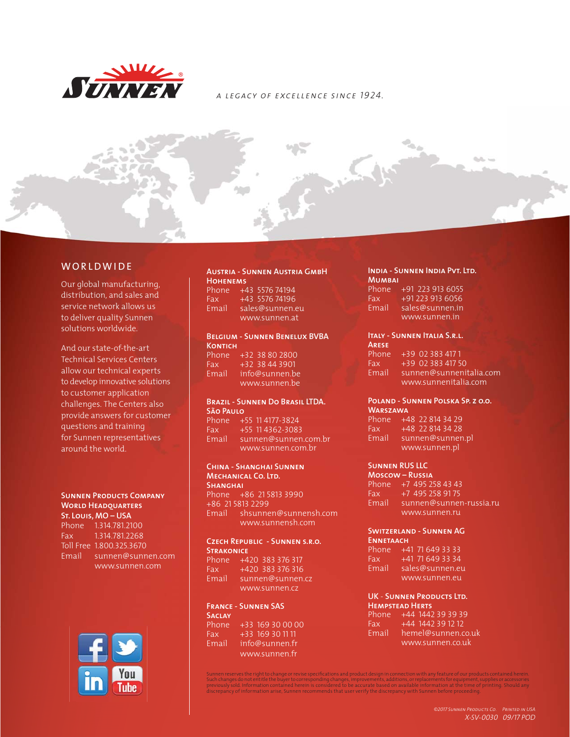SUNNEN®

*A LEGACY OF EXCELLENCE SINCE 1924.*

## WORLDWIDE

Our global manufacturing, distribution, and sales and service network allows us to deliver quality Sunnen solutions worldwide.

And our state-of-the-art Technical Services Centers allow our technical experts to develop innovative solutions to customer application challenges. The Centers also provide answers for customer questions and training for Sunnen representatives around the world.

**Sunnen Products Company**
**World Headquarters**
**St. Louis, MO – USA**
Phone 1.314.781.2100
Fax 1.314.781.2268
Toll Free 1.800.325.3670
Email sunnen@sunnen.com
www.sunnen.com

**Austria - Sunnen Austria GmbH**
**Hohenems**
Phone +43 5576 74194
Fax +43 5576 74196
Email sales@sunnen.eu
www.sunnen.at

**Belgium - Sunnen Benelux BVBA**
**Kontich**
Phone +32 38 80 2800
Fax +32 38 44 3901
Email info@sunnen.be
www.sunnen.be

**Brazil - Sunnen Do Brasil LTDA.**
**São Paulo**
Phone +55 11 4177-3824
Fax +55 11 4362-3083
Email sunnen@sunnen.com.br
www.sunnen.com.br

**China - Shanghai Sunnen Mechanical Co. Ltd.**
**Shanghai**
Phone +86 21 5813 3990
+86 21 5813 2299
Email shsunnen@sunnensh.com
www.sunnensh.com

**Czech Republic - Sunnen s.r.o.**
**Strakonice**
Phone +420 383 376 317
Fax +420 383 376 316
Email sunnen@sunnen.cz
www.sunnen.cz

**France - Sunnen SAS**
**Saclay**
Phone +33 169 30 00 00
Fax +33 169 30 11 11
Email info@sunnen.fr
www.sunnen.fr

**India - Sunnen India Pvt. Ltd.**
**Mumbai**
Phone +91 223 913 6055
Fax +91 223 913 6056
Email sales@sunnen.in
www.sunnen.in

**Italy - Sunnen Italia S.r.l.**
**Arese**
Phone +39 02 383 417 1
Fax +39 02 383 417 50
Email sunnen@sunnenitalia.com
www.sunnenitalia.com

**Poland - Sunnen Polska Sp. z o.o.**
**Warszawa**
Phone +48 22 814 34 29
Fax +48 22 814 34 28
Email sunnen@sunnen.pl
www.sunnen.pl

**Sunnen RUS LLC**
**Moscow – Russia**
Phone +7 495 258 43 43
Fax +7 495 258 91 75
Email sunnen@sunnen-russia.ru
www.sunnen.ru

**Switzerland - Sunnen AG**
**Ennetaach**
Phone +41 71 649 33 33
Fax +41 71 649 33 34
Email sales@sunnen.eu
www.sunnen.eu

**UK - Sunnen Products Ltd.**
**Hempstead Herts**
Phone +44 1442 39 39 39
Fax +44 1442 39 12 12
Email hemel@sunnen.co.uk
www.sunnen.co.uk

Sunnen reserves the right to change or revise specifications and product design in connection with any feature of our products contained herein. Such changes do not entitle the buyer to corresponding changes, improvements, additions, or replacements for equipment, supplies or accessories previously sold. Information contained herein is considered to be accurate based on available information at the time of printing. Should any discrepancy of information arise, Sunnen recommends that user verify the discrepancy with Sunnen before proceeding.

*©2017 Sunnen Products Co. Printed in USA*
*X-SV-0030 09/17 POD*